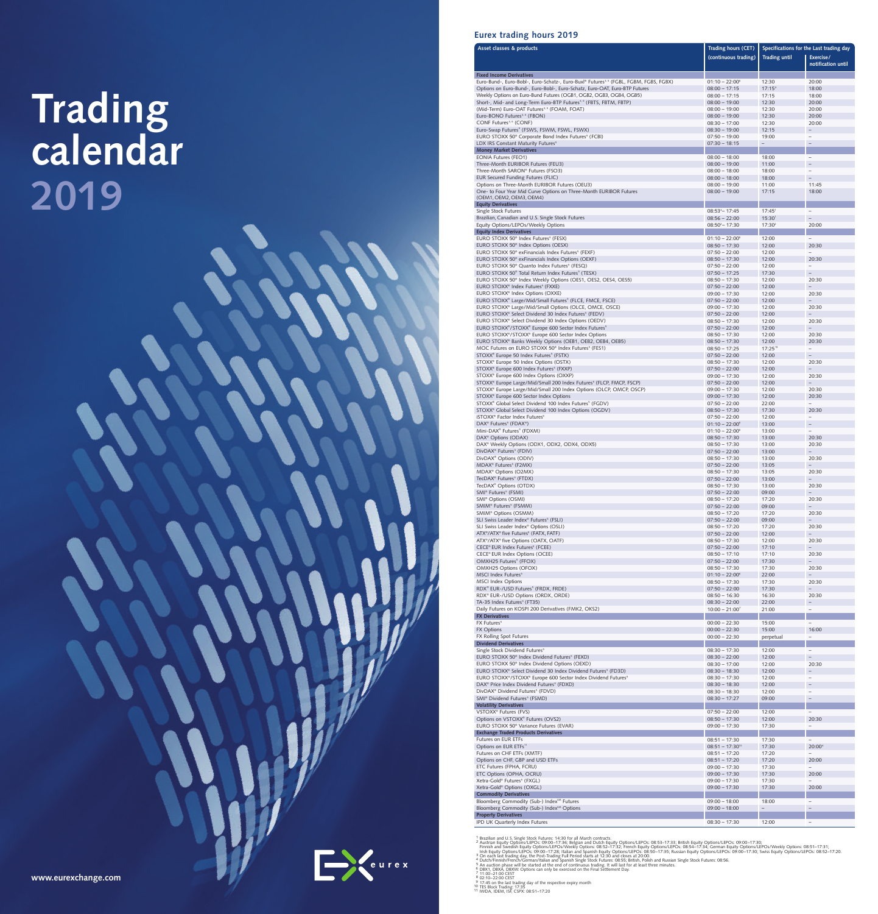# Trading calendar 2019

www.eurexchange.com

## Eurex trading hours 2019

| Asset classes & products | Trading hours (CET) (continuous trading) | Specifications for the Last trading day: Trading until | Exercise/ notification until |
|---|---|---|---|
| **Fixed Income Derivatives** | | | |
| Euro-Bund-, Euro-Bobl-, Euro-Schatz-, Euro-Buxl® Futures[3,4] (FGBL, FGBM, FGBS, FGBX) | 01:10 – 22:00[8] | 12:30 | 20:00 |
| Options on Euro-Bund-, Euro-Bobl-, Euro-Schatz, Euro-OAT, Euro-BTP Futures | 08:00 – 17:15 | 17:15[9] | 18:00 |
| Weekly Options on Euro-Bund Futures (OGB1, OGB2, OGB3, OGB4, OGB5) | 08:00 – 17:15 | 17:15 | 18:00 |
| Short-, Mid- and Long-Term Euro-BTP Futures[3,4] (FBTS, FBTM, FBTP) | 08:00 – 19:00 | 12:30 | 20:00 |
| (Mid-Term) Euro-OAT Futures[3,4] (FOAM, FOAT) | 08:00 – 19:00 | 12:30 | 20:00 |
| Euro-BONO Futures[3,4] (FBON) | 08:00 – 19:00 | 12:30 | 20:00 |
| CONF Futures[3,4] (CONF) | 08:30 – 17:00 | 12:30 | 20:00 |
| Euro-Swap Futures[3] (FSWS, FSWM, FSWL, FSWX) | 08:30 – 19:00 | 12:15 | – |
| EURO STOXX 50® Corporate Bond Index Futures[3] (FCBI) | 07:50 – 19:00 | 19:00 | – |
| LDX IRS Constant Maturity Futures[3] | 07:30 – 18:15 | – | – |
| **Money Market Derivatives** | | | |
| EONIA Futures (FEO1) | 08:00 – 18:00 | 18:00 | – |
| Three-Month EURIBOR Futures (FEU3) | 08:00 – 19:00 | 11:00 | – |
| Three-Month SARON® Futures (FSO3) | 08:00 – 18:00 | 18:00 | – |
| EUR Secured Funding Futures (FLIC) | 08:00 – 18:00 | 18:00 | – |
| Options on Three-Month EURIBOR Futures (OEU3) | 08:00 – 19:00 | 11:00 | 11:45 |
| One- to Four Year Mid Curve Options on Three-Month EURIBOR Futures (OEM1, OEM2, OEM3, OEM4) | 08:00 – 19:00 | 17:15 | 18:00 |
| **Equity Derivatives** | | | |
| Single Stock Futures | 08:53[4] – 17:45 | 17:45[1] | – |
| Brazilian, Canadian and U.S. Single Stock Futures | 08:56 – 22:00 | 15:30[1] | – |
| Equity Options/LEPOs/Weekly Options | 08:50[2] – 17:30 | 17:30[2] | 20:00 |
| **Equity Index Derivatives** | | | |
| EURO STOXX 50® Index Futures[3] (FESX) | 01:10 – 22:00[8] | 12:00 | – |
| EURO STOXX 50® Index Options (OESX) | 08:50 – 17:30 | 12:00 | 20:30 |
| EURO STOXX 50® exFinancials Index Futures[3] (FEXF) | 07:50 – 22:00 | 12:00 | – |
| EURO STOXX 50® exFinancials Index Options (OEXF) | 08:50 – 17:30 | 12:00 | 20:30 |
| EURO STOXX 50® Quanto Index Futures[3] (FESQ) | 07:50 – 22:00 | 12:00 | – |
| EURO STOXX 50® Total Return Index Futures[3] (TESX) | 07:50 – 17:25 | 17:30 | – |
| EURO STOXX 50® Index Weekly Options (OES1, OES2, OES4, OES5) | 08:50 – 17:30 | 12:00 | 20:30 |
| EURO STOXX® Index Futures[3] (FXXE) | 07:50 – 22:00 | 12:00 | – |
| EURO STOXX® Index Options (OXXE) | 09:00 – 17:30 | 12:00 | 20:30 |
| EURO STOXX® Large/Mid/Small Futures[3] (FLCE, FMCE, FSCE) | 07:50 – 22:00 | 12:00 | – |
| EURO STOXX® Large/Mid/Small Options (OLCE, OMCE, OSCE) | 09:00 – 17:30 | 12:00 | 20:30 |
| EURO STOXX® Select Dividend 30 Index Futures[3] (FEDV) | 07:50 – 22:00 | 12:00 | – |
| EURO STOXX® Select Dividend 30 Index Options (OEDV) | 08:50 – 17:30 | 12:00 | 20:30 |
| EURO STOXX®/STOXX® Europe 600 Sector Index Futures[3] | 07:50 – 22:00 | 12:00 | – |
| EURO STOXX®/STOXX® Europe 600 Sector Index Options | 08:50 – 17:30 | 12:00 | 20:30 |
| EURO STOXX® Banks Weekly Options (OEB1, OEB2, OEB4, OEB5) | 08:50 – 17:30 | 12:00 | 20:30 |
| MOC Futures on EURO STOXX 50® Index Futures[3] (FES1) | 08:50 – 17:25 | 17:25[10] | – |
| STOXX® Europe 50 Index Futures[3] (FSTX) | 07:50 – 22:00 | 12:00 | – |
| STOXX® Europe 50 Index Options (OSTX) | 08:50 – 17:30 | 12:00 | 20:30 |
| STOXX® Europe 600 Index Futures[3] (FXXP) | 07:50 – 22:00 | 12:00 | – |
| STOXX® Europe 600 Index Options (OXXP) | 09:00 – 17:30 | 12:00 | 20:30 |
| STOXX® Europe Large/Mid/Small 200 Index Futures[3] (FLCP, FMCP, FSCP) | 07:50 – 22:00 | 12:00 | – |
| STOXX® Europe Large/Mid/Small 200 Index Options (OLCP, OMCP, OSCP) | 09:00 – 17:30 | 12:00 | 20:30 |
| STOXX® Europe 600 Sector Index Options | 09:00 – 17:30 | 12:00 | 20:30 |
| STOXX® Global Select Dividend 100 Index Futures[3] (FGDV) | 07:50 – 22:00 | 22:00 | – |
| STOXX® Global Select Dividend 100 Index Options (OGDV) | 08:50 – 17:30 | 17:30 | 20:30 |
| iSTOXX® Factor Index Futures[3] | 07:50 – 22:00 | 12:00 | – |
| DAX® Futures[3] (FDAX®) | 01:10 – 22:00[8] | 13:00 | – |
| Mini-DAX® Futures[3] (FDXM) | 01:10 – 22:00[8] | 13:00 | – |
| DAX® Options (ODAX) | 08:50 – 17:30 | 13:00 | 20:30 |
| DAX® Weekly Options (ODX1, ODX2, ODX4, ODX5) | 08:50 – 17:30 | 13:00 | 20:30 |
| DivDAX® Futures[3] (FDIV) | 07:50 – 22:00 | 13:00 | – |
| DivDAX® Options (ODIV) | 08:50 – 17:30 | 13:00 | 20:30 |
| MDAX® Futures[3] (F2MX) | 07:50 – 22:00 | 13:05 | – |
| MDAX® Options (O2MX) | 08:50 – 17:30 | 13:05 | 20:30 |
| TecDAX® Futures[3] (FTDX) | 07:50 – 22:00 | 13:00 | – |
| TecDAX® Options (OTDX) | 08:50 – 17:30 | 13:00 | 20:30 |
| SMI® Futures[3] (FSMI) | 07:50 – 22:00 | 09:00 | – |
| SMI® Options (OSMI) | 08:50 – 17:20 | 17:20 | 20:30 |
| SMIM® Futures[3] (FSMM) | 07:50 – 22:00 | 09:00 | – |
| SMIM® Options (OSMM) | 08:50 – 17:20 | 17:20 | 20:30 |
| SLI Swiss Leader Index® Futures[3] (FSLI) | 07:50 – 22:00 | 09:00 | – |
| SLI Swiss Leader Index® Options (OSLI) | 08:50 – 17:20 | 17:20 | 20:30 |
| ATX®/ATX® five Futures[3] (FATX, FATF) | 07:50 – 22:00 | 12:00 | – |
| ATX®/ATX® five Options (OATX, OATF) | 08:50 – 17:30 | 12:00 | 20:30 |
| CECE® EUR Index Futures[3] (FCEE) | 07:50 – 22:00 | 17:10 | – |
| CECE® EUR Index Options (OCEE) | 08:50 – 17:10 | 17:10 | 20:30 |
| OMXH25 Futures[3] (FFOX) | 07:50 – 22:00 | 17:30 | – |
| OMXH25 Options (OFOX) | 08:50 – 17:30 | 17:30 | 20:30 |
| MSCI Index Futures[3] | 01:10 – 22:00[8] | 22:00 | – |
| MSCI Index Options | 08:50 – 17:30 | 17:30 | 20:30 |
| RDX® EUR-/USD Futures[3] (FRDX, FRDE) | 07:50 – 22:00 | 17:30 | – |
| RDX® EUR-/USD Options (ORDX, ORDE) | 08:50 – 16:30 | 16:30 | 20:30 |
| TA-35 Index Futures[3] (FT35) | 08:30 – 22:00 | 22:00 | – |
| Daily Futures on KOSPI 200 Derivatives (FMK2, OKS2) | 10:00 – 21:00[7] | 21:00 | – |
| **FX Derivatives** | | | |
| FX Futures[3] | 00:00 – 22:30 | 15:00 | – |
| FX Options | 00:00 – 22:30 | 15:00 | 16:00 |
| FX Rolling Spot Futures | 00:00 – 22:30 | perpetual | – |
| **Dividend Derivatives** | | | |
| Single Stock Dividend Futures[3] | 08:30 – 17:30 | 12:00 | – |
| EURO STOXX 50® Index Dividend Futures[3] (FEXD) | 08:30 – 22:00 | 12:00 | – |
| EURO STOXX 50® Index Dividend Options (OEXD) | 08:30 – 17:00 | 12:00 | 20:30 |
| EURO STOXX® Select Dividend 30 Index Dividend Futures[3] (FD3D) | 08:30 – 18:30 | 12:00 | – |
| EURO STOXX®/STOXX® Europe 600 Sector Index Dividend Futures[3] | 08:30 – 17:30 | 12:00 | – |
| DAX® Price Index Dividend Futures[3] (FDXD) | 08:30 – 18:30 | 12:00 | – |
| DivDAX® Dividend Futures[3] (FDVD) | 08:30 – 18:30 | 12:00 | – |
| SMI® Dividend Futures[3] (FSMD) | 08:30 – 17:27 | 09:00 | – |
| **Volatility Derivatives** | | | |
| VSTOXX® Futures (FVS) | 07:50 – 22:00 | 12:00 | – |
| Options on VSTOXX® Futures (OVS2) | 08:50 – 17:30 | 12:00 | 20:30 |
| EURO STOXX 50® Variance Futures (EVAR) | 09:00 – 17:30 | 17:30 | – |
| **Exchange Traded Products Derivatives** | | | |
| Futures on EUR ETFs | 08:51 – 17:30 | 17:30 | – |
| Options on EUR ETFs[11] | 08:51 – 17:30[11] | 17:30 | 20:00[6] |
| Futures on CHF ETFs (XMTF) | 08:51 – 17:20 | 17:20 | – |
| Options on CHF, GBP and USD ETFs | 08:51 – 17:20 | 17:20 | 20:00 |
| ETC Futures (FPHA, FCRU) | 09:00 – 17:30 | 17:30 | – |
| ETC Options (OPHA, OCRU) | 09:00 – 17:30 | 17:30 | 20:00 |
| Xetra-Gold® Futures[3] (FXGL) | 09:00 – 17:30 | 17:30 | – |
| Xetra-Gold® Options (OXGL) | 09:00 – 17:30 | 17:30 | 20:00 |
| **Commodity Derivatives** | | | |
| Bloomberg Commodity (Sub-) Index[SM] Futures | 09:00 – 18:00 | 18:00 | – |
| Bloomberg Commodity (Sub-) Index[SM] Options | 09:00 – 18:00 | – | – |
| **Property Derivatives** | | | |
| IPD UK Quarterly Index Futures | 08:30 – 17:30 | 12:00 | – |

[1] Brazilian and U.S. Single Stock Futures: 14:30 for all March contracts.
[2] Austrian Equity Options/LEPOs: 09:00–17:36; Belgian and Dutch Equity Options/LEPOs: 08:53–17:33; British Equity Options/LEPOs: 09:00–17:30; Finnish and Swedish Equity Options/LEPOs/Weekly Options: 08:52–17:32; French Equity Options/LEPOs: 08:54–17:34; German Equity Options/LEPOs/Weekly Options: 08:51–17:31; Irish Equity Options/LEPOs: 09:00–17:28; Italian and Spanish Equity Options/LEPOs: 08:50–17:35; Russian Equity Options/LEPOs: 09:00–17:30; Swiss Equity Options/LEPOs: 08:52–17:20.
[3] On each last trading day, the Post-Trading Full Period starts at 12:30 and closes at 20:00.
[4] Dutch/Finnish/French/German/Italian and Spanish Single Stock Futures: 08:55; British, Polish and Russian Single Stock Futures: 08:56.
[5] An auction phase will be started at the end of continuous trading. It will last for at least three minutes.
[6] DBX1, DBXA, DBXW: Options can only be exercised on the Final Settlement Day.
[7] 11:00–21:00 CEST
[8] 02:10–22:00 CEST
[9] 17:45 on the last trading day of the respective expiry month
[10] TES Block Trading: 17:35
[11] IWDA, IDEM, ISF, CSPX: 08:51–17:20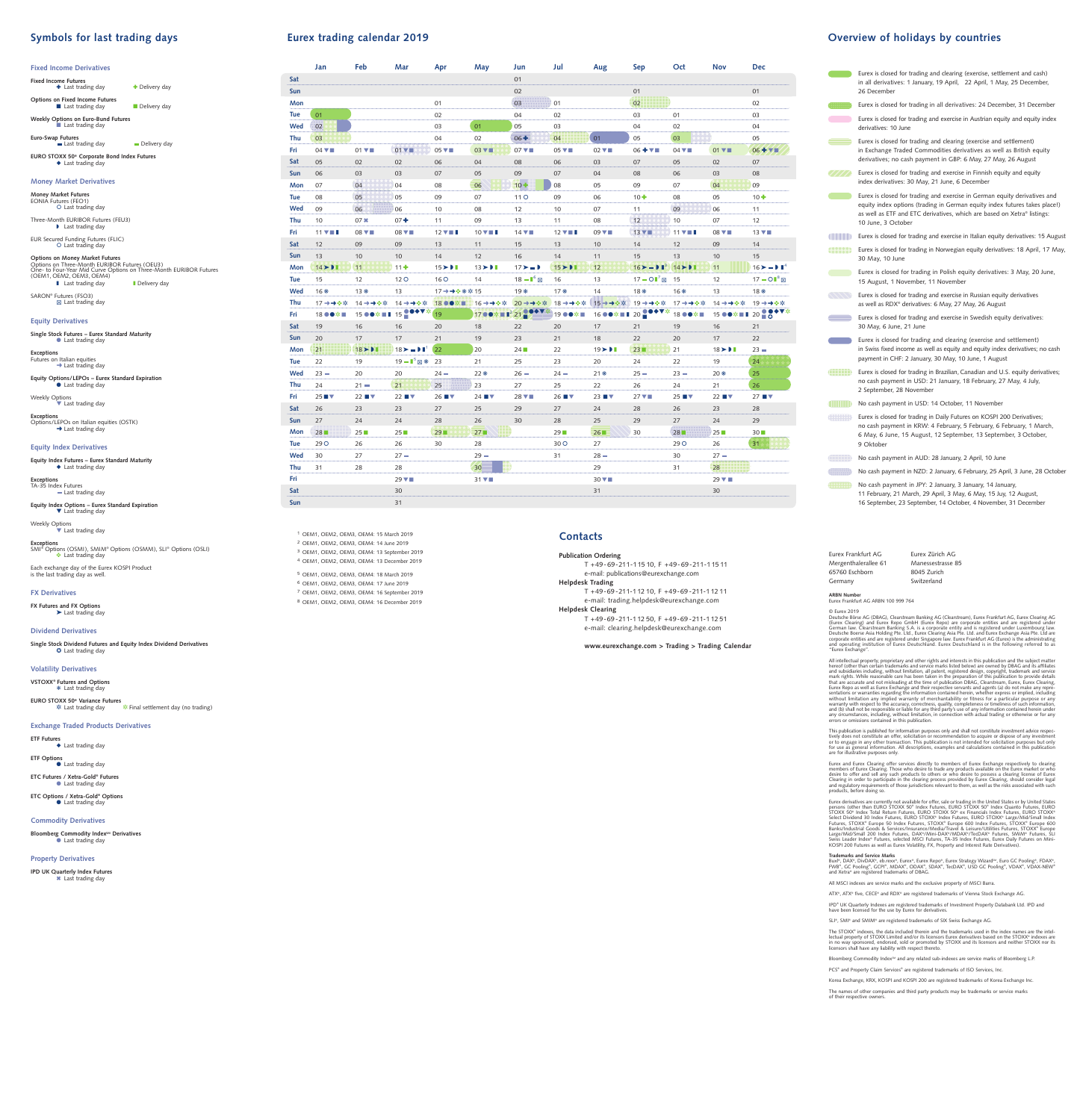## Symbols for last trading days

### Fixed Income Derivatives

**Fixed Income Futures**
✚ Last trading day ✚ Delivery day

**Options on Fixed Income Futures**
■ Last trading day ■ Delivery day

**Weekly Options on Euro-Bund Futures**
■ Last trading day

**Euro-Swap Futures**
▬ Last trading day ▬ Delivery day

**EURO STOXX 50® Corporate Bond Index Futures**
◆ Last trading day

### Money Market Derivatives

**Money Market Futures**
EONIA Futures (FEO1)
○ Last trading day

Three-Month EURIBOR Futures (FEU3)
◗ Last trading day

EUR Secured Funding Futures (FLIC)
○ Last trading day

**Options on Money Market Futures**
Options on Three-Month EURIBOR Futures (OEU3)
One- to Four-Year Mid Curve Options on Three-Month EURIBOR Futures (OEM1, OEM2, OEM3, OEM4)
▮ Last trading day ▮ Delivery day

SARON® Futures (FSO3)
⊠ Last trading day

### Equity Derivatives

**Single Stock Futures – Eurex Standard Maturity**
● Last trading day

**Exceptions**
Futures on Italian equities
➜ Last trading day

**Equity Options/LEPOs – Eurex Standard Expiration**
● Last trading day

Weekly Options
▼ Last trading day

**Exceptions**
Options/LEPOs on Italian equities (OSTK)
➜ Last trading day

### Equity Index Derivatives

**Equity Index Futures – Eurex Standard Maturity**
◆ Last trading day

**Exceptions**
TA-35 Index Futures
▬ Last trading day

**Equity Index Options – Eurex Standard Expiration**
▼ Last trading day

Weekly Options
▼ Last trading day

**Exceptions**
SMI® Options (OSMI), SMIM® Options (OSMM), SLI® Options (OSLI)
✤ Last trading day

Each exchange day of the Eurex KOSPI Product is the last trading day as well.

### FX Derivatives

**FX Futures and FX Options**
➤ Last trading day

### Dividend Derivatives

**Single Stock Dividend Futures and Equity Index Dividend Derivatives**
✪ Last trading day

### Volatility Derivatives

**VSTOXX® Futures and Options**
✱ Last trading day

**EURO STOXX 50® Variance Futures**
✲ Last trading day ✲ Final settlement day (no trading)

### Exchange Traded Products Derivatives

**ETF Futures**
◆ Last trading day

**ETF Options**
● Last trading day

**ETC Futures / Xetra-Gold® Futures**
◆ Last trading day

**ETC Options / Xetra-Gold® Options**
● Last trading day

### Commodity Derivatives

**Bloomberg Commodity Index℠ Derivatives**
● Last trading day

### Property Derivatives

**IPD UK Quarterly Index Futures**
✖ Last trading day

## Eurex trading calendar 2019

| | Jan | Feb | Mar | Apr | May | Jun | Jul | Aug | Sep | Oct | Nov | Dec |
|---|---|---|---|---|---|---|---|---|---|---|---|---|
| Sat | | | | | | 01 | | | | | | |
| Sun | | | | | | 02 | | | 01 | | | 01 |
| Mon | | | | 01 | | 03 | 01 | | 02 | | | 02 |
| Tue | 01 | | | 02 | | 04 | 02 | | 03 | 01 | | 03 |
| Wed | 02 | | | 03 | 01 | 05 | 03 | | 04 | 02 | | 04 |
| Thu | 03 | | | 04 | 02 | 06 ✚ | 04 | 01 | 05 | 03 | | 05 |
| Fri | 04 ▼■ | 01 ▼■ | 01 ▼■ | 05 ▼■ | 03 ▼■ | 07 ▼■ | 05 ▼■ | 02 ▼■ | 06 ✚▼■ | 04 ▼■ | 01 ▼■ | 06 ✚▼■ |
| Sat | 05 | 02 | 02 | 06 | 04 | 08 | 06 | 03 | 07 | 05 | 02 | 07 |
| Sun | 06 | 03 | 03 | 07 | 05 | 09 | 07 | 04 | 08 | 06 | 03 | 08 |
| Mon | 07 | 04 | 04 | 08 | 06 | 10 ✚ | 08 | 05 | 09 | 07 | 04 | 09 |
| Tue | 08 | 05 | 05 | 09 | 07 | 11 ○ | 09 | 06 | 10 ✚ | 08 | 05 | 10 ✚ |
| Wed | 09 | 06 | 06 | 10 | 08 | 12 | 10 | 07 | 11 | 09 | 06 | 11 |
| Thu | 10 | 07 ✱ | 07 ✚ | 11 | 09 | 13 | 11 | 08 | 12 | 10 | 07 | 12 |
| Fri | 11 ▼■▮ | 08 ▼■ | 08 ▼■ | 12 ▼■▮ | 10 ▼■▮ | 14 ▼■ | 12 ▼■▮ | 09 ▼■ | 13 ▼■ | 11 ▼■▮ | 08 ▼■ | 13 ▼■ |
| Sat | 12 | 09 | 09 | 13 | 11 | 15 | 13 | 10 | 14 | 12 | 09 | 14 |
| Sun | 13 | 10 | 10 | 14 | 12 | 16 | 14 | 11 | 15 | 13 | 10 | 15 |
| Mon | 14 ➤◗▮ | 11 | 11 ✚ | 15 ➤◗▮ | 13 ➤◗▮ | 17 ➤▬◗ | 15 ➤◗▮ | 12 | 16 ➤▬◗▮[3] | 14 ➤◗▮ | 11 | 16 ➤▬◗▮[4] |
| Tue | 15 | 12 | 12 ○ | 16 ○ | 14 | 18 ▬▮[6] ⊠ | 16 | 13 | 17 ▬○▮[7] ⊠ | 15 | 12 | 17 ▬○▮[8] ⊠ |
| Wed | 16 ✱ | 13 ✱ | 13 | 17 ➜➜✤✱✲ 15 | 15 | 19 ✱ | 17 ✱ | 14 | 18 ✱ | 16 ✱ | 13 | 18 ✱ |
| Thu | 17 ➜➜✤✲ | 14 ➜➜✤✲ | 14 ➜➜✤✲ | 18 ●●✲■ | 16 ➜➜✤✲ | 20 ➜➜✤✲ | 18 ➜➜✤✲ | 15 ➜➜✤✲ | 19 ➜➜✤✲ | 17 ➜➜✤✲ | 14 ➜➜✤✲ | 19 ➜➜✤✲ |
| Fri | 18 ●●✲■ | 15 ●●✲■▮ | 15 ●●◆▼✲■ | 19 | 17 ●●✲■▮ | 21 ●●◆▼✲■ | 19 ●●✲■ | 16 ●●✲■▮ | 20 ●●◆▼✲■ | 18 ●●✲■ | 15 ●●✲■▮ | 20 ●●◆▼✲✪ |
| Sat | 19 | 16 | 16 | 20 | 18 | 22 | 20 | 17 | 21 | 19 | 16 | 21 |
| Sun | 20 | 17 | 17 | 21 | 19 | 23 | 21 | 18 | 22 | 20 | 17 | 22 |
| Mon | 21 | 18 ➤◗▮ | 18 ➤▬◗▮[1] | 22 | 20 | 24 ■ | 22 | 19 ➤◗▮ | 23 ■ | 21 | 18 ➤◗▮ | 23 ▬ |
| Tue | 22 | 19 | 19 ▬▮[5] ⊠ ✱ | 23 | 21 | 25 | 23 | 20 | 24 | 22 | 19 | 24 |
| Wed | 23 ▬ | 20 | 20 | 24 ▬ | 22 ✱ | 26 ▬ | 24 ▬ | 21 ✱ | 25 ▬ | 23 ▬ | 20 ✱ | 25 |
| Thu | 24 | 21 ▬ | 21 | 25 | 23 | 27 | 25 | 22 | 26 | 24 | 21 | 26 |
| Fri | 25 ■▼ | 22 ■▼ | 22 ■▼ | 26 ■▼ | 24 ■▼ | 28 ▼■ | 26 ■▼ | 23 ■▼ | 27 ▼■ | 25 ▼■ | 22 ■▼ | 27 ■▼ |
| Sat | 26 | 23 | 23 | 27 | 25 | 29 | 27 | 24 | 28 | 26 | 23 | 28 |
| Sun | 27 | 24 | 24 | 28 | 26 | 30 | 28 | 25 | 29 | 27 | 24 | 29 |
| Mon | 28 ■ | 25 ■ | 25 ■ | 29 ■ | 27 ■ | | 29 ■ | 26 ■ | 30 | 28 ■ | 25 ■ | 30 ■ |
| Tue | 29 ○ | 26 | 26 | 30 | 28 | | 30 ○ | 27 | | 29 ○ | 26 | 31 |
| Wed | 30 | 27 | 27 ▬ | | 29 ▬ | | 31 | 28 ▬ | | 30 | 27 ▬ | |
| Thu | 31 | 28 | 28 | | 30 | | | 29 | | 31 | 28 | |
| Fri | | | 29 ▼■ | | 31 ▼■ | | | 30 ▼■ | | | 29 ▼■ | |
| Sat | | | 30 | | | | | 31 | | | 30 | |
| Sun | | | 31 | | | | | | | | | |

[1] OEM1, OEM2, OEM3, OEM4: 15 March 2019
[2] OEM1, OEM2, OEM3, OEM4: 14 June 2019
[3] OEM1, OEM2, OEM3, OEM4: 13 September 2019
[4] OEM1, OEM2, OEM3, OEM4: 13 December 2019
[5] OEM1, OEM2, OEM3, OEM4: 18 March 2019
[6] OEM1, OEM2, OEM3, OEM4: 17 June 2019
[7] OEM1, OEM2, OEM3, OEM4: 16 September 2019
[8] OEM1, OEM2, OEM3, OEM4: 16 December 2019

## Overview of holidays by countries

- Eurex is closed for trading and clearing (exercise, settlement and cash) in all derivatives: 1 January, 19 April, 22 April, 1 May, 25 December, 26 December
- Eurex is closed for trading in all derivatives: 24 December, 31 December
- Eurex is closed for trading and exercise in Austrian equity and equity index derivatives: 10 June
- Eurex is closed for trading and clearing (exercise and settlement) in Exchange Traded Commodities derivatives as well as British equity derivatives; no cash payment in GBP: 6 May, 27 May, 26 August
- Eurex is closed for trading and exercise in Finnish equity and equity index derivatives: 30 May, 21 June, 6 December
- Eurex is closed for trading and exercise in German equity derivatives and equity index options (trading in German equity index futures takes place!) as well as ETF and ETC derivatives, which are based on Xetra® listings: 10 June, 3 October
- Eurex is closed for trading and exercise in Italian equity derivatives: 15 August
- Eurex is closed for trading in Norwegian equity derivatives: 18 April, 17 May, 30 May, 10 June
- Eurex is closed for trading in Polish equity derivatives: 3 May, 20 June, 15 August, 1 November, 11 November
- Eurex is closed for trading and exercise in Russian equity derivatives as well as RDX® derivatives: 6 May, 27 May, 26 August
- Eurex is closed for trading and exercise in Swedish equity derivatives: 30 May, 6 June, 21 June
- Eurex is closed for trading and clearing (exercise and settlement) in Swiss fixed income as well as equity and equity index derivatives; no cash payment in CHF: 2 January, 30 May, 10 June, 1 August
- Eurex is closed for trading in Brazilian, Canadian and U.S. equity derivatives; no cash payment in USD: 21 January, 18 February, 27 May, 4 July, 2 September, 28 November
- No cash payment in USD: 14 October, 11 November
- Eurex is closed for trading in Daily Futures on KOSPI 200 Derivatives; no cash payment in KRW: 4 February, 5 February, 6 February, 1 March, 6 May, 6 June, 15 August, 12 September, 13 September, 3 October, 9 Oktober
- No cash payment in AUD: 28 January, 2 April, 10 June
- No cash payment in NZD: 2 January, 6 February, 25 April, 3 June, 28 October
- No cash payment in JPY: 2 January, 3 January, 14 January, 11 February, 21 March, 29 April, 3 May, 6 May, 15 July, 12 August, 16 September, 23 September, 14 October, 4 November, 31 December

## Contacts

**Publication Ordering**
T +49-69-211-1 15 10, F +49-69-211-1 15 11
e-mail: publications@eurexchange.com

**Helpdesk Trading**
T +49-69-211-1 12 10, F +49-69-211-1 12 11
e-mail: trading.helpdesk@eurexchange.com

**Helpdesk Clearing**
T +49-69-211-1 12 50, F +49-69-211-1 12 51
e-mail: clearing.helpdesk@eurexchange.com

**www.eurexchange.com > Trading > Trading Calendar**

Eurex Frankfurt AG
Mergenthalerallee 61
65760 Eschborn
Germany

Eurex Zürich AG
Manessestrasse 85
8045 Zurich
Switzerland

**ARBN Number**
Eurex Frankfurt AG ARBN 100 999 764

© Eurex 2019
Deutsche Börse AG (DBAG), Clearstream Banking AG (Clearstream), Eurex Frankfurt AG, Eurex Clearing AG (Eurex Clearing) and Eurex Repo GmbH (Eurex Repo) are corporate entities and are registered under German law. Clearstream Banking S.A. is a corporate entity and is registered under Luxembourg law. Deutsche Boerse Asia Holding Pte. Ltd., Eurex Clearing Asia Pte. Ltd. and Eurex Exchange Asia Pte. Ltd are corporate entities and are registered under Singapore law. Eurex Frankfurt AG (Eurex) is the administrating and operating institution of Eurex Deutschland. Eurex Deutschland is in the following referred to as "Eurex Exchange".

All intellectual property, proprietary and other rights and interests in this publication and the subject matter hereof (other than certain trademarks and service marks listed below) are owned by DBAG and its affiliates and subsidiaries including, without limitation, all patent, registered design, copyright, trademark and service mark rights. While reasonable care has been taken in the preparation of this publication to provide details that are accurate and not misleading at the time of publication DBAG, Clearstream, Eurex, Eurex Clearing, Eurex Repo as well as Eurex Exchange and their respective servants and agents (a) do not make any representations or warranties regarding the information contained herein, whether express or implied, including without limitation any implied warranty of merchantability or fitness for a particular purpose or any warranty with respect to the accuracy, correctness, quality, completeness or timeliness of such information, and (b) shall not be responsible or liable for any third party's use of any information contained herein under any circumstances, including, without limitation, in connection with actual trading or otherwise or for any errors or omissions contained in this publication.

This publication is published for information purposes only and shall not constitute investment advice respectively does not constitute an offer, solicitation or recommendation to acquire or dispose of any investment or to engage in any other transaction. This publication is not intended for solicitation purposes but only for use as general information. All descriptions, examples and calculations contained in this publication are for illustrative purposes only.

Eurex and Eurex Clearing offer services directly to members of Eurex Exchange respectively to clearing members of Eurex Clearing. Those who desire to trade any products available on the Eurex market or who desire to offer and sell any such products to others or who desire to possess a clearing license of Eurex Clearing in order to participate in the clearing process provided by Eurex Clearing, should consider legal and regulatory requirements of those jurisdictions relevant to them, as well as the risks associated with such products, before doing so.

Eurex derivatives are currently not available for offer, sale or trading in the United States or by United States persons (other than EURO STOXX 50® Index Futures, EURO STOXX 50® Index Quanto Futures, EURO STOXX 50® Index Total Return Futures, EURO STOXX 50® ex Financials Index Futures, EURO STOXX® Select Dividend 30 Index Futures, EURO STOXX® Index Futures, EURO STOXX® Large/Mid/Small Index Futures, STOXX® Europe 50 Index Futures, STOXX® Europe 600 Index Futures, STOXX® Europe 600 Banks/Industrial Goods & Services/Insurance/Media/Travel & Leisure/Utilities Futures, STOXX® Europe Large/Mid/Small 200 Index Futures, DAX®/Mini-DAX®/MDAX®/TecDAX® Futures, SMIM® Futures, SLI Swiss Leader Index® Futures, selected MSCI Futures, TA-35 Index Futures, Eurex Daily Futures on Mini-KOSPI 200 Futures as well as Eurex Volatility, FX, Property and Interest Rate Derivatives).

**Trademarks and Service Marks**
Buxl®, DAX®, DivDAX®, eb.rexx®, Eurex®, Eurex Repo®, Eurex Strategy Wizard℠, Euro GC Pooling®, FDAX®, FWB®, GC Pooling®, GCPI®, MDAX®, ODAX®, SDAX®, TecDAX®, USD GC Pooling®, VDAX®, VDAX-NEW® and Xetra® are registered trademarks of DBAG.

All MSCI indexes are service marks and the exclusive property of MSCI Barra.

ATX®, ATX® five, CECE® and RDX® are registered trademarks of Vienna Stock Exchange AG.

IPD® UK Quarterly Indexes are registered trademarks of Investment Property Databank Ltd. IPD and have been licensed for the use by Eurex for derivatives.

SLI®, SMI® and SMIM® are registered trademarks of SIX Swiss Exchange AG.

The STOXX® indexes, the data included therein and the trademarks used in the index names are the intellectual property of STOXX Limited and/or its licensors Eurex derivatives based on the STOXX® indexes are in no way sponsored, endorsed, sold or promoted by STOXX and its licensors and neither STOXX nor its licensors shall have any liability with respect thereto.

Bloomberg Commodity Index℠ and any related sub-indexes are service marks of Bloomberg L.P.

PCS® and Property Claim Services® are registered trademarks of ISO Services, Inc.

Korea Exchange, KRX, KOSPI and KOSPI 200 are registered trademarks of Korea Exchange Inc.

The names of other companies and third party products may be trademarks or service marks of their respective owners.